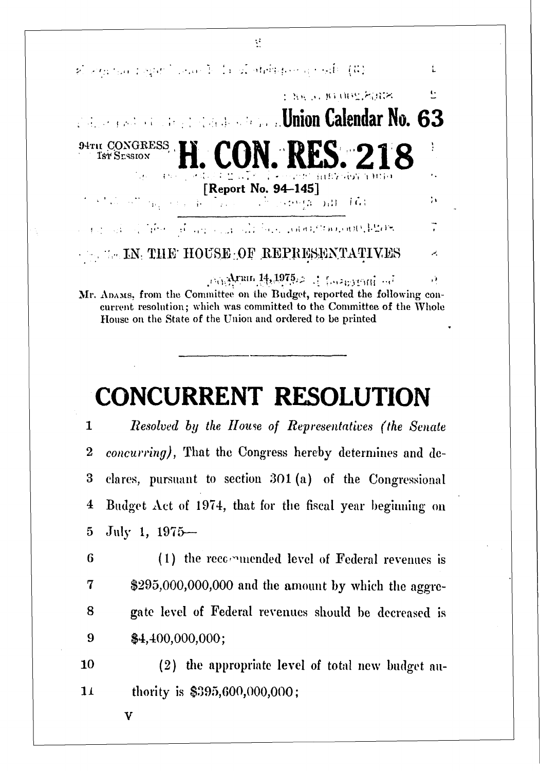Union Calendar No. 63

94TH CONGRESS
1ST SESSION

# H. CON. RES. 218

[Report No. 94–145]

IN THE HOUSE OF REPRESENTATIVES

APRIL 14, 1975

Mr. ADAMS, from the Committee on the Budget, reported the following concurrent resolution; which was committed to the Committee of the Whole House on the State of the Union and ordered to be printed

---

# CONCURRENT RESOLUTION

1 *Resolved by the House of Representatives (the Senate*
2 *concurring)*, That the Congress hereby determines and de-
3 clares, pursuant to section 301 (a) of the Congressional
4 Budget Act of 1974, that for the fiscal year beginning on
5 July 1, 1975—

6 (1) the recommended level of Federal revenues is
7 $295,000,000,000 and the amount by which the aggre-
8 gate level of Federal revenues should be decreased is
9 $4,400,000,000;

10 (2) the appropriate level of total new budget au-
11 thority is $395,600,000,000;

V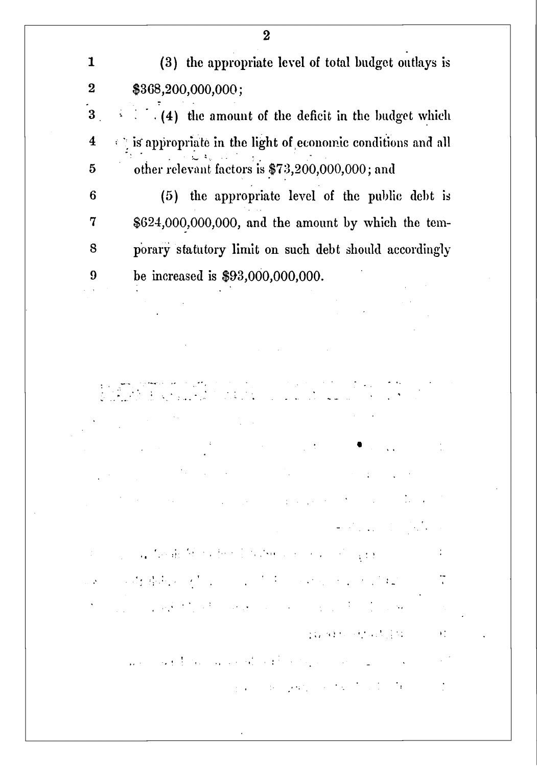(3) the appropriate level of total budget outlays is $368,200,000,000;

(4) the amount of the deficit in the budget which is appropriate in the light of economic conditions and all other relevant factors is $73,200,000,000; and

(5) the appropriate level of the public debt is $624,000,000,000, and the amount by which the temporary statutory limit on such debt should accordingly be increased is $93,000,000,000.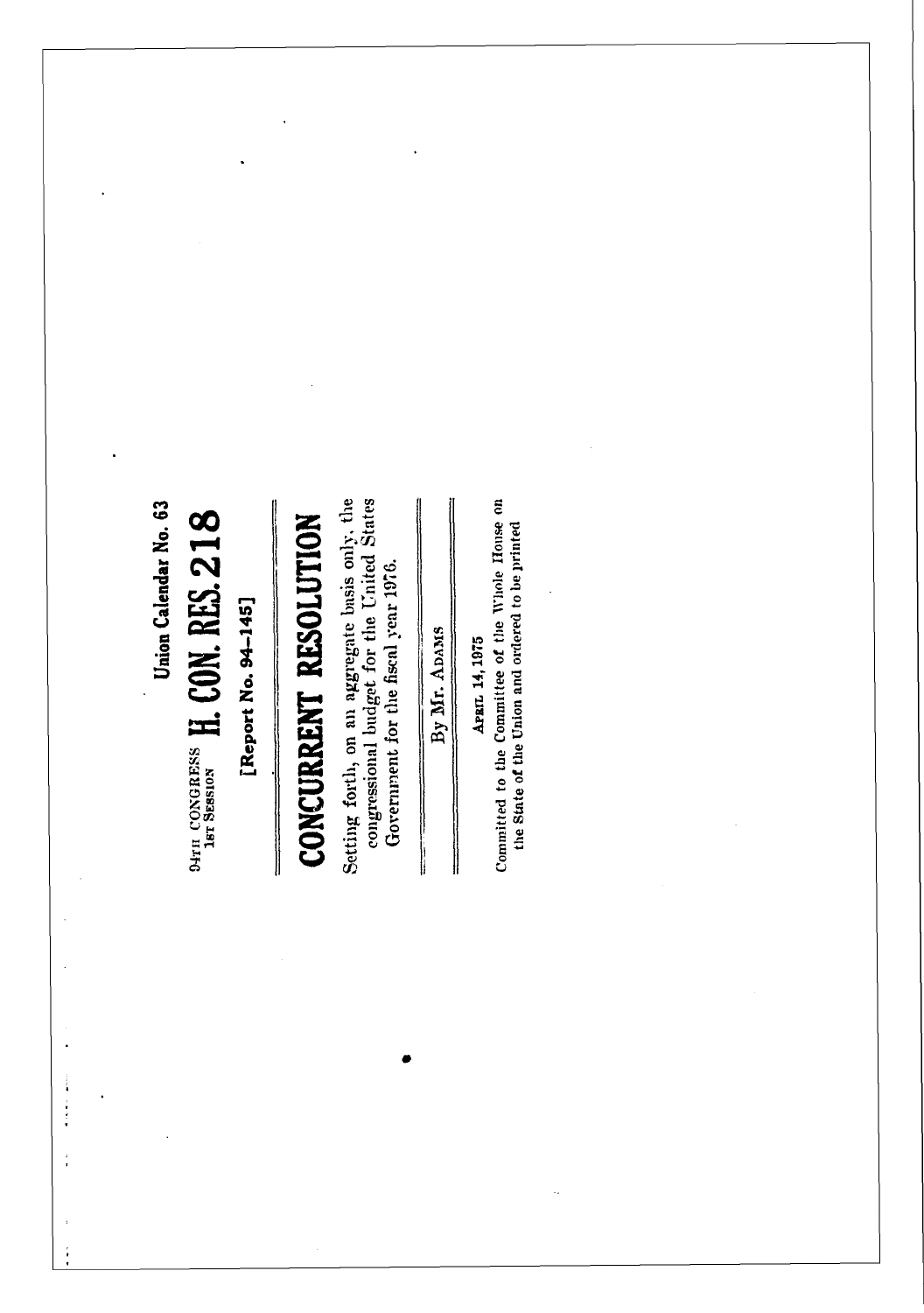Union Calendar No. 63

94TH CONGRESS
1ST SESSION

# H. CON. RES. 218

[Report No. 94–145]

# CONCURRENT RESOLUTION

Setting forth, on an aggregate basis only, the congressional budget for the United States Government for the fiscal year 1976.

By Mr. ADAMS

APRIL 14, 1975

Committed to the Committee of the Whole House on the State of the Union and ordered to be printed